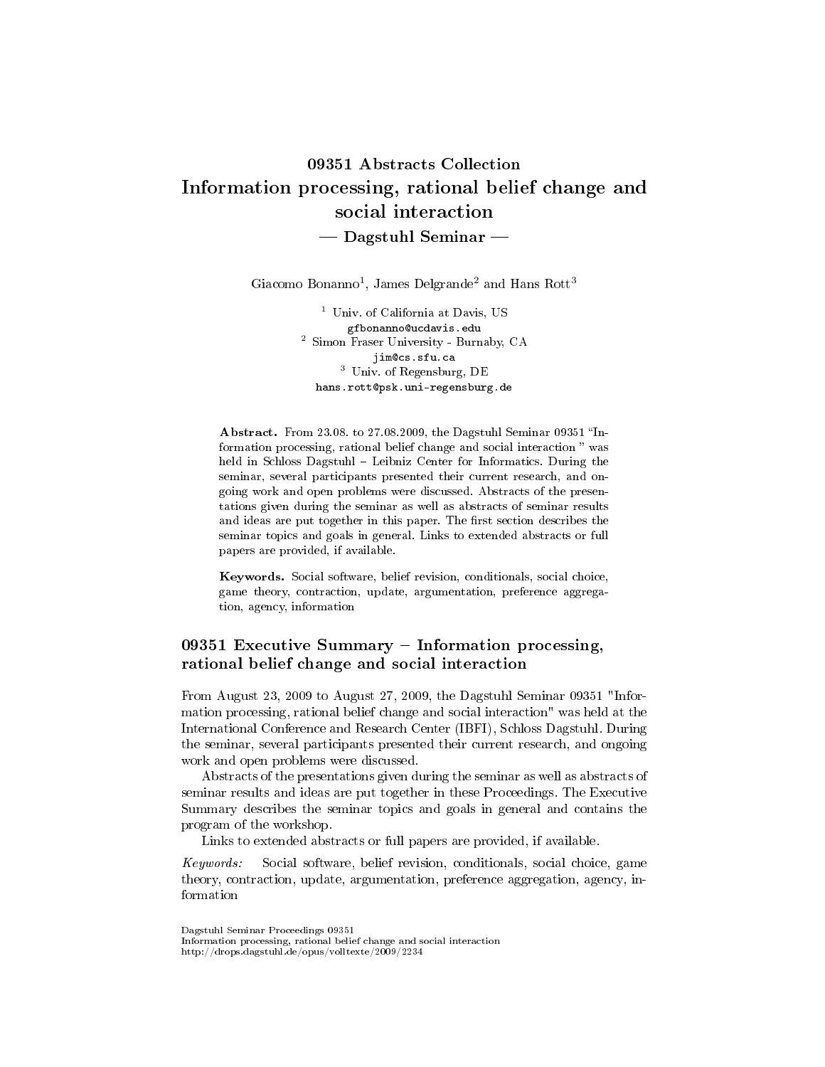# 09351 Abstracts Collection
# Information processing, rational belief change and social interaction
## — Dagstuhl Seminar —

Giacomo Bonanno[1], James Delgrande[2] and Hans Rott[3]

[1] Univ. of California at Davis, US
gfbonanno@ucdavis.edu
[2] Simon Fraser University - Burnaby, CA
jim@cs.sfu.ca
[3] Univ. of Regensburg, DE
hans.rott@psk.uni-regensburg.de

**Abstract.** From 23.08. to 27.08.2009, the Dagstuhl Seminar 09351 "Information processing, rational belief change and social interaction " was held in Schloss Dagstuhl – Leibniz Center for Informatics. During the seminar, several participants presented their current research, and ongoing work and open problems were discussed. Abstracts of the presentations given during the seminar as well as abstracts of seminar results and ideas are put together in this paper. The first section describes the seminar topics and goals in general. Links to extended abstracts or full papers are provided, if available.

**Keywords.** Social software, belief revision, conditionals, social choice, game theory, contraction, update, argumentation, preference aggregation, agency, information

## 09351 Executive Summary – Information processing, rational belief change and social interaction

From August 23, 2009 to August 27, 2009, the Dagstuhl Seminar 09351 "Information processing, rational belief change and social interaction" was held at the International Conference and Research Center (IBFI), Schloss Dagstuhl. During the seminar, several participants presented their current research, and ongoing work and open problems were discussed.

Abstracts of the presentations given during the seminar as well as abstracts of seminar results and ideas are put together in these Proceedings. The Executive Summary describes the seminar topics and goals in general and contains the program of the workshop.

Links to extended abstracts or full papers are provided, if available.

*Keywords:* Social software, belief revision, conditionals, social choice, game theory, contraction, update, argumentation, preference aggregation, agency, information

Dagstuhl Seminar Proceedings 09351
Information processing, rational belief change and social interaction
http://drops.dagstuhl.de/opus/volltexte/2009/2234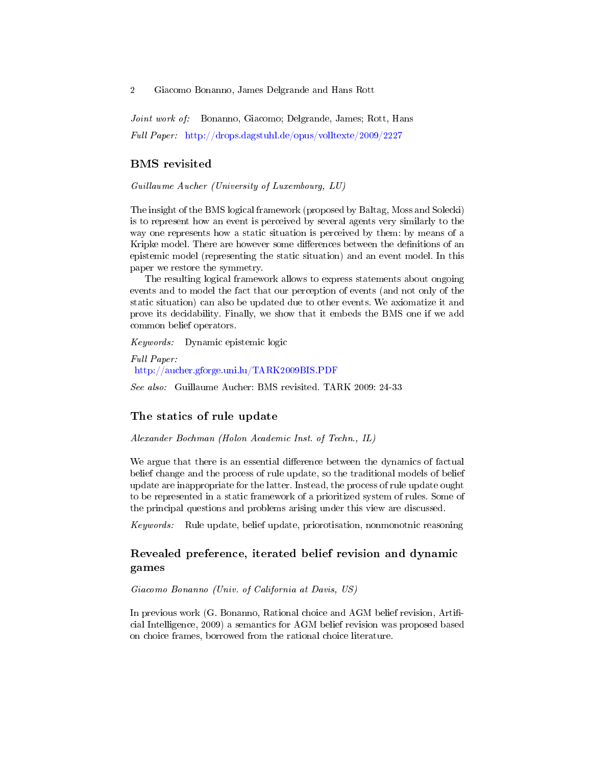*Joint work of:* Bonanno, Giacomo; Delgrande, James; Rott, Hans

*Full Paper:* http://drops.dagstuhl.de/opus/volltexte/2009/2227

## BMS revisited

*Guillaume Aucher (University of Luxembourg, LU)*

The insight of the BMS logical framework (proposed by Baltag, Moss and Solecki) is to represent how an event is perceived by several agents very similarly to the way one represents how a static situation is perceived by them: by means of a Kripke model. There are however some differences between the definitions of an epistemic model (representing the static situation) and an event model. In this paper we restore the symmetry.

The resulting logical framework allows to express statements about ongoing events and to model the fact that our perception of events (and not only of the static situation) can also be updated due to other events. We axiomatize it and prove its decidability. Finally, we show that it embeds the BMS one if we add common belief operators.

*Keywords:* Dynamic epistemic logic

*Full Paper:*
http://aucher.gforge.uni.lu/TARK2009BIS.PDF

*See also:* Guillaume Aucher: BMS revisited. TARK 2009: 24-33

## The statics of rule update

*Alexander Bochman (Holon Academic Inst. of Techn., IL)*

We argue that there is an essential difference between the dynamics of factual belief change and the process of rule update, so the traditional models of belief update are inappropriate for the latter. Instead, the process of rule update ought to be represented in a static framework of a prioritized system of rules. Some of the principal questions and problems arising under this view are discussed.

*Keywords:* Rule update, belief update, priorotisation, nonmonotnic reasoning

## Revealed preference, iterated belief revision and dynamic games

*Giacomo Bonanno (Univ. of California at Davis, US)*

In previous work (G. Bonanno, Rational choice and AGM belief revision, Artificial Intelligence, 2009) a semantics for AGM belief revision was proposed based on choice frames, borrowed from the rational choice literature.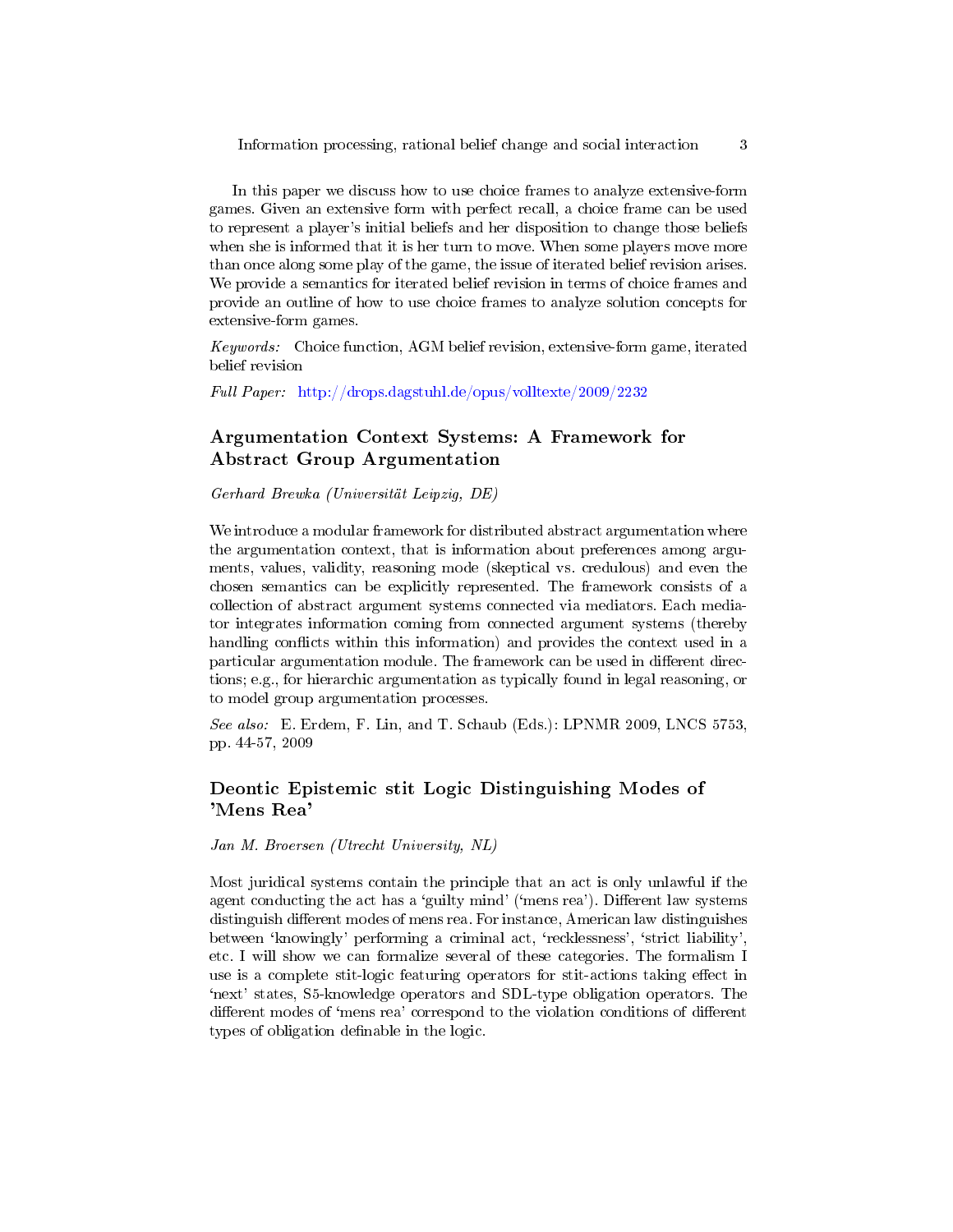In this paper we discuss how to use choice frames to analyze extensive-form games. Given an extensive form with perfect recall, a choice frame can be used to represent a player's initial beliefs and her disposition to change those beliefs when she is informed that it is her turn to move. When some players move more than once along some play of the game, the issue of iterated belief revision arises. We provide a semantics for iterated belief revision in terms of choice frames and provide an outline of how to use choice frames to analyze solution concepts for extensive-form games.

*Keywords:* Choice function, AGM belief revision, extensive-form game, iterated belief revision

*Full Paper:* http://drops.dagstuhl.de/opus/volltexte/2009/2232

## Argumentation Context Systems: A Framework for Abstract Group Argumentation

*Gerhard Brewka (Universität Leipzig, DE)*

We introduce a modular framework for distributed abstract argumentation where the argumentation context, that is information about preferences among arguments, values, validity, reasoning mode (skeptical vs. credulous) and even the chosen semantics can be explicitly represented. The framework consists of a collection of abstract argument systems connected via mediators. Each mediator integrates information coming from connected argument systems (thereby handling conflicts within this information) and provides the context used in a particular argumentation module. The framework can be used in different directions; e.g., for hierarchic argumentation as typically found in legal reasoning, or to model group argumentation processes.

*See also:* E. Erdem, F. Lin, and T. Schaub (Eds.): LPNMR 2009, LNCS 5753, pp. 44-57, 2009

## Deontic Epistemic stit Logic Distinguishing Modes of 'Mens Rea'

*Jan M. Broersen (Utrecht University, NL)*

Most juridical systems contain the principle that an act is only unlawful if the agent conducting the act has a 'guilty mind' ('mens rea'). Different law systems distinguish different modes of mens rea. For instance, American law distinguishes between 'knowingly' performing a criminal act, 'recklessness', 'strict liability', etc. I will show we can formalize several of these categories. The formalism I use is a complete stit-logic featuring operators for stit-actions taking effect in 'next' states, S5-knowledge operators and SDL-type obligation operators. The different modes of 'mens rea' correspond to the violation conditions of different types of obligation definable in the logic.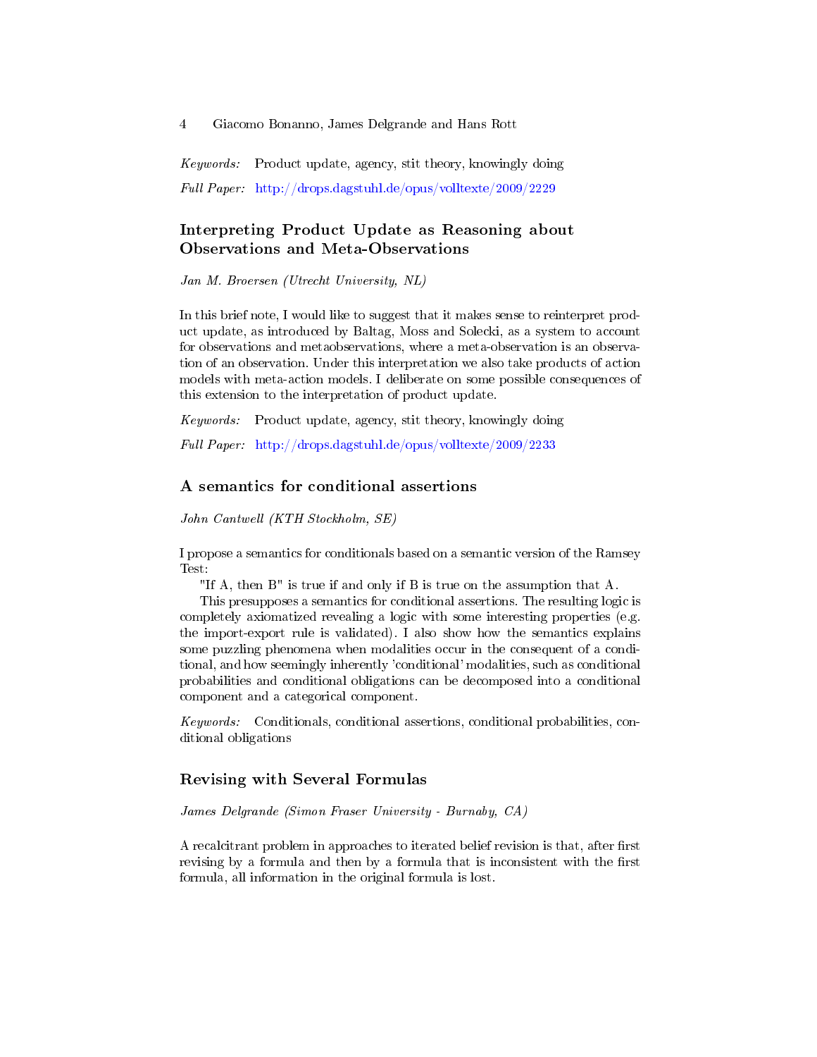*Keywords:* Product update, agency, stit theory, knowingly doing

*Full Paper:* http://drops.dagstuhl.de/opus/volltexte/2009/2229

## Interpreting Product Update as Reasoning about Observations and Meta-Observations

*Jan M. Broersen (Utrecht University, NL)*

In this brief note, I would like to suggest that it makes sense to reinterpret product update, as introduced by Baltag, Moss and Solecki, as a system to account for observations and metaobservations, where a meta-observation is an observation of an observation. Under this interpretation we also take products of action models with meta-action models. I deliberate on some possible consequences of this extension to the interpretation of product update.

*Keywords:* Product update, agency, stit theory, knowingly doing

*Full Paper:* http://drops.dagstuhl.de/opus/volltexte/2009/2233

## A semantics for conditional assertions

*John Cantwell (KTH Stockholm, SE)*

I propose a semantics for conditionals based on a semantic version of the Ramsey Test:

"If A, then B" is true if and only if B is true on the assumption that A.

This presupposes a semantics for conditional assertions. The resulting logic is completely axiomatized revealing a logic with some interesting properties (e.g. the import-export rule is validated). I also show how the semantics explains some puzzling phenomena when modalities occur in the consequent of a conditional, and how seemingly inherently 'conditional' modalities, such as conditional probabilities and conditional obligations can be decomposed into a conditional component and a categorical component.

*Keywords:* Conditionals, conditional assertions, conditional probabilities, conditional obligations

## Revising with Several Formulas

*James Delgrande (Simon Fraser University - Burnaby, CA)*

A recalcitrant problem in approaches to iterated belief revision is that, after first revising by a formula and then by a formula that is inconsistent with the first formula, all information in the original formula is lost.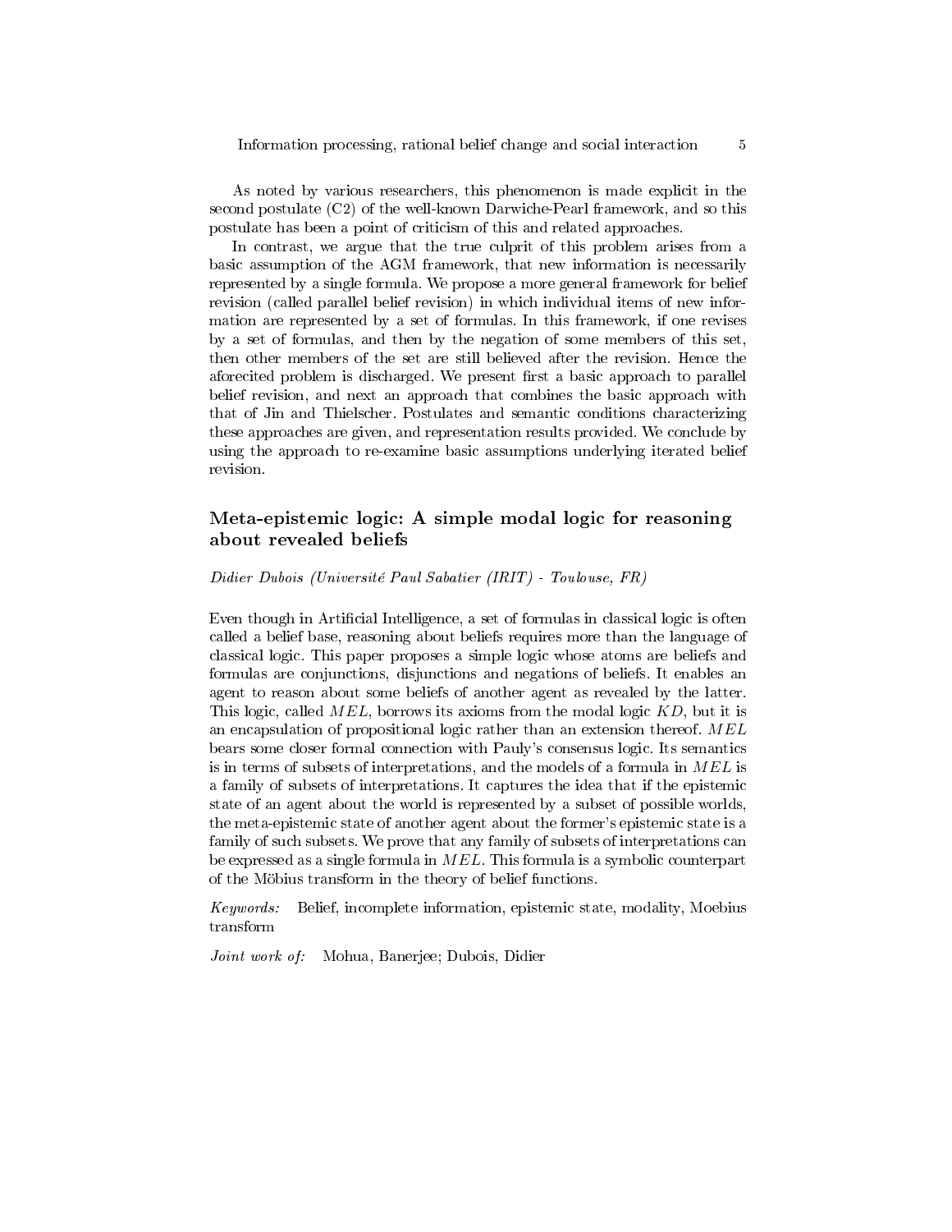As noted by various researchers, this phenomenon is made explicit in the second postulate (C2) of the well-known Darwiche-Pearl framework, and so this postulate has been a point of criticism of this and related approaches.

In contrast, we argue that the true culprit of this problem arises from a basic assumption of the AGM framework, that new information is necessarily represented by a single formula. We propose a more general framework for belief revision (called parallel belief revision) in which individual items of new information are represented by a set of formulas. In this framework, if one revises by a set of formulas, and then by the negation of some members of this set, then other members of the set are still believed after the revision. Hence the aforecited problem is discharged. We present first a basic approach to parallel belief revision, and next an approach that combines the basic approach with that of Jin and Thielscher. Postulates and semantic conditions characterizing these approaches are given, and representation results provided. We conclude by using the approach to re-examine basic assumptions underlying iterated belief revision.

## Meta-epistemic logic: A simple modal logic for reasoning about revealed beliefs

*Didier Dubois (Université Paul Sabatier (IRIT) - Toulouse, FR)*

Even though in Artificial Intelligence, a set of formulas in classical logic is often called a belief base, reasoning about beliefs requires more than the language of classical logic. This paper proposes a simple logic whose atoms are beliefs and formulas are conjunctions, disjunctions and negations of beliefs. It enables an agent to reason about some beliefs of another agent as revealed by the latter. This logic, called $MEL$, borrows its axioms from the modal logic $KD$, but it is an encapsulation of propositional logic rather than an extension thereof. $MEL$ bears some closer formal connection with Pauly's consensus logic. Its semantics is in terms of subsets of interpretations, and the models of a formula in $MEL$ is a family of subsets of interpretations. It captures the idea that if the epistemic state of an agent about the world is represented by a subset of possible worlds, the meta-epistemic state of another agent about the former's epistemic state is a family of such subsets. We prove that any family of subsets of interpretations can be expressed as a single formula in $MEL$. This formula is a symbolic counterpart of the Möbius transform in the theory of belief functions.

*Keywords:* Belief, incomplete information, epistemic state, modality, Moebius transform

*Joint work of:* Mohua, Banerjee; Dubois, Didier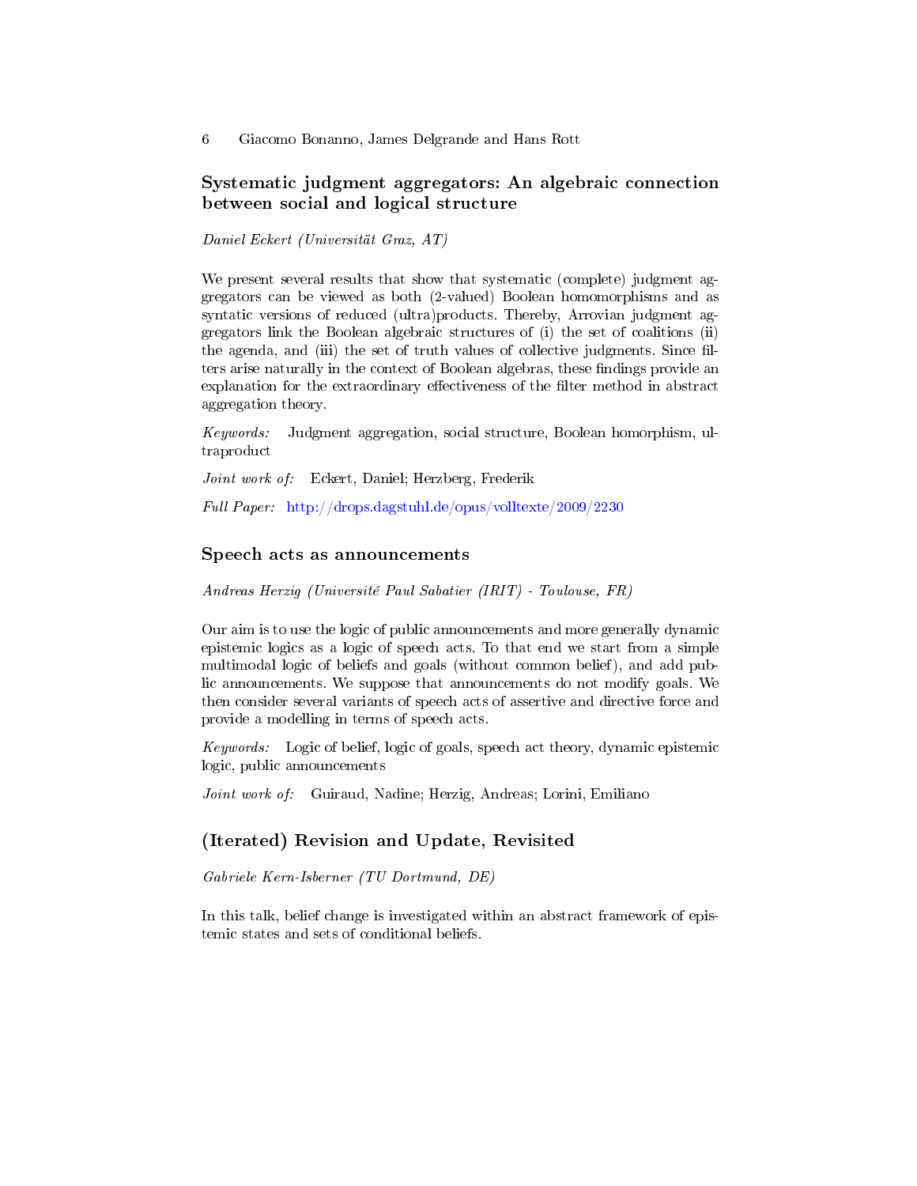## Systematic judgment aggregators: An algebraic connection between social and logical structure

*Daniel Eckert (Universität Graz, AT)*

We present several results that show that systematic (complete) judgment aggregators can be viewed as both (2-valued) Boolean homomorphisms and as syntatic versions of reduced (ultra)products. Thereby, Arrovian judgment aggregators link the Boolean algebraic structures of (i) the set of coalitions (ii) the agenda, and (iii) the set of truth values of collective judgments. Since filters arise naturally in the context of Boolean algebras, these findings provide an explanation for the extraordinary effectiveness of the filter method in abstract aggregation theory.

*Keywords:* Judgment aggregation, social structure, Boolean homorphism, ultraproduct

*Joint work of:* Eckert, Daniel; Herzberg, Frederik

*Full Paper:* http://drops.dagstuhl.de/opus/volltexte/2009/2230

## Speech acts as announcements

*Andreas Herzig (Université Paul Sabatier (IRIT) - Toulouse, FR)*

Our aim is to use the logic of public announcements and more generally dynamic epistemic logics as a logic of speech acts. To that end we start from a simple multimodal logic of beliefs and goals (without common belief), and add public announcements. We suppose that announcements do not modify goals. We then consider several variants of speech acts of assertive and directive force and provide a modelling in terms of speech acts.

*Keywords:* Logic of belief, logic of goals, speech act theory, dynamic epistemic logic, public announcements

*Joint work of:* Guiraud, Nadine; Herzig, Andreas; Lorini, Emiliano

## (Iterated) Revision and Update, Revisited

*Gabriele Kern-Isberner (TU Dortmund, DE)*

In this talk, belief change is investigated within an abstract framework of epistemic states and sets of conditional beliefs.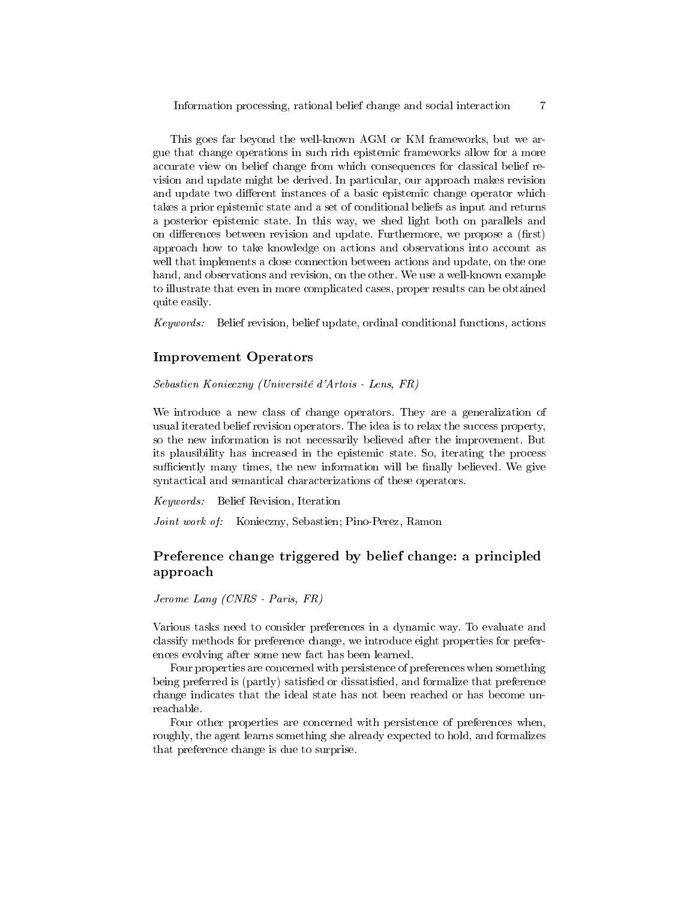This goes far beyond the well-known AGM or KM frameworks, but we argue that change operations in such rich epistemic frameworks allow for a more accurate view on belief change from which consequences for classical belief revision and update might be derived. In particular, our approach makes revision and update two different instances of a basic epistemic change operator which takes a prior epistemic state and a set of conditional beliefs as input and returns a posterior epistemic state. In this way, we shed light both on parallels and on differences between revision and update. Furthermore, we propose a (first) approach how to take knowledge on actions and observations into account as well that implements a close connection between actions and update, on the one hand, and observations and revision, on the other. We use a well-known example to illustrate that even in more complicated cases, proper results can be obtained quite easily.

*Keywords:* Belief revision, belief update, ordinal conditional functions, actions

## Improvement Operators

*Sebastien Konieczny (Université d'Artois - Lens, FR)*

We introduce a new class of change operators. They are a generalization of usual iterated belief revision operators. The idea is to relax the success property, so the new information is not necessarily believed after the improvement. But its plausibility has increased in the epistemic state. So, iterating the process sufficiently many times, the new information will be finally believed. We give syntactical and semantical characterizations of these operators.

*Keywords:* Belief Revision, Iteration

*Joint work of:* Konieczny, Sebastien; Pino-Perez, Ramon

## Preference change triggered by belief change: a principled approach

*Jerome Lang (CNRS - Paris, FR)*

Various tasks need to consider preferences in a dynamic way. To evaluate and classify methods for preference change, we introduce eight properties for preferences evolving after some new fact has been learned.

Four properties are concerned with persistence of preferences when something being preferred is (partly) satisfied or dissatisfied, and formalize that preference change indicates that the ideal state has not been reached or has become unreachable.

Four other properties are concerned with persistence of preferences when, roughly, the agent learns something she already expected to hold, and formalizes that preference change is due to surprise.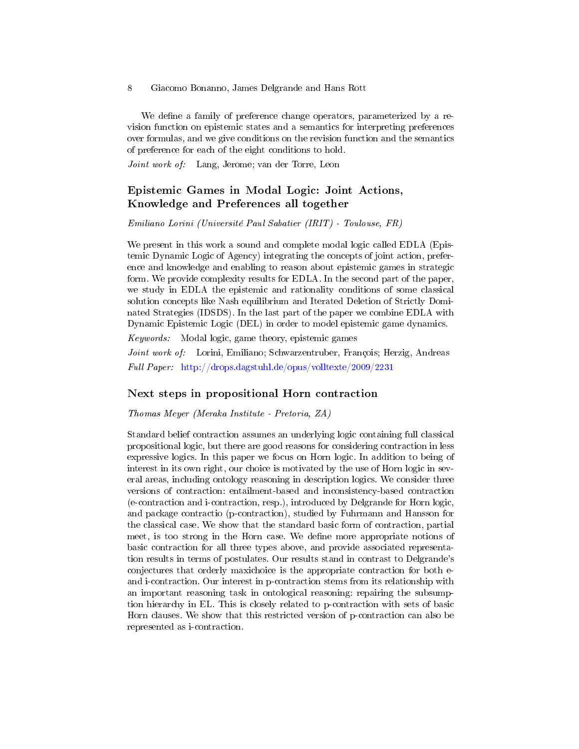We define a family of preference change operators, parameterized by a revision function on epistemic states and a semantics for interpreting preferences over formulas, and we give conditions on the revision function and the semantics of preference for each of the eight conditions to hold.

*Joint work of:* Lang, Jerome; van der Torre, Leon

## Epistemic Games in Modal Logic: Joint Actions, Knowledge and Preferences all together

*Emiliano Lorini (Université Paul Sabatier (IRIT) - Toulouse, FR)*

We present in this work a sound and complete modal logic called EDLA (Epistemic Dynamic Logic of Agency) integrating the concepts of joint action, preference and knowledge and enabling to reason about epistemic games in strategic form. We provide complexity results for EDLA. In the second part of the paper, we study in EDLA the epistemic and rationality conditions of some classical solution concepts like Nash equilibrium and Iterated Deletion of Strictly Dominated Strategies (IDSDS). In the last part of the paper we combine EDLA with Dynamic Epistemic Logic (DEL) in order to model epistemic game dynamics.

*Keywords:* Modal logic, game theory, epistemic games

*Joint work of:* Lorini, Emiliano; Schwarzentruber, François; Herzig, Andreas

*Full Paper:* http://drops.dagstuhl.de/opus/volltexte/2009/2231

## Next steps in propositional Horn contraction

*Thomas Meyer (Meraka Institute - Pretoria, ZA)*

Standard belief contraction assumes an underlying logic containing full classical propositional logic, but there are good reasons for considering contraction in less expressive logics. In this paper we focus on Horn logic. In addition to being of interest in its own right, our choice is motivated by the use of Horn logic in several areas, including ontology reasoning in description logics. We consider three versions of contraction: entailment-based and inconsistency-based contraction (e-contraction and i-contraction, resp.), introduced by Delgrande for Horn logic, and package contractio (p-contraction), studied by Fuhrmann and Hansson for the classical case. We show that the standard basic form of contraction, partial meet, is too strong in the Horn case. We define more appropriate notions of basic contraction for all three types above, and provide associated representation results in terms of postulates. Our results stand in contrast to Delgrande's conjectures that orderly maxichoice is the appropriate contraction for both e- and i-contraction. Our interest in p-contraction stems from its relationship with an important reasoning task in ontological reasoning: repairing the subsumption hierarchy in EL. This is closely related to p-contraction with sets of basic Horn clauses. We show that this restricted version of p-contraction can also be represented as i-contraction.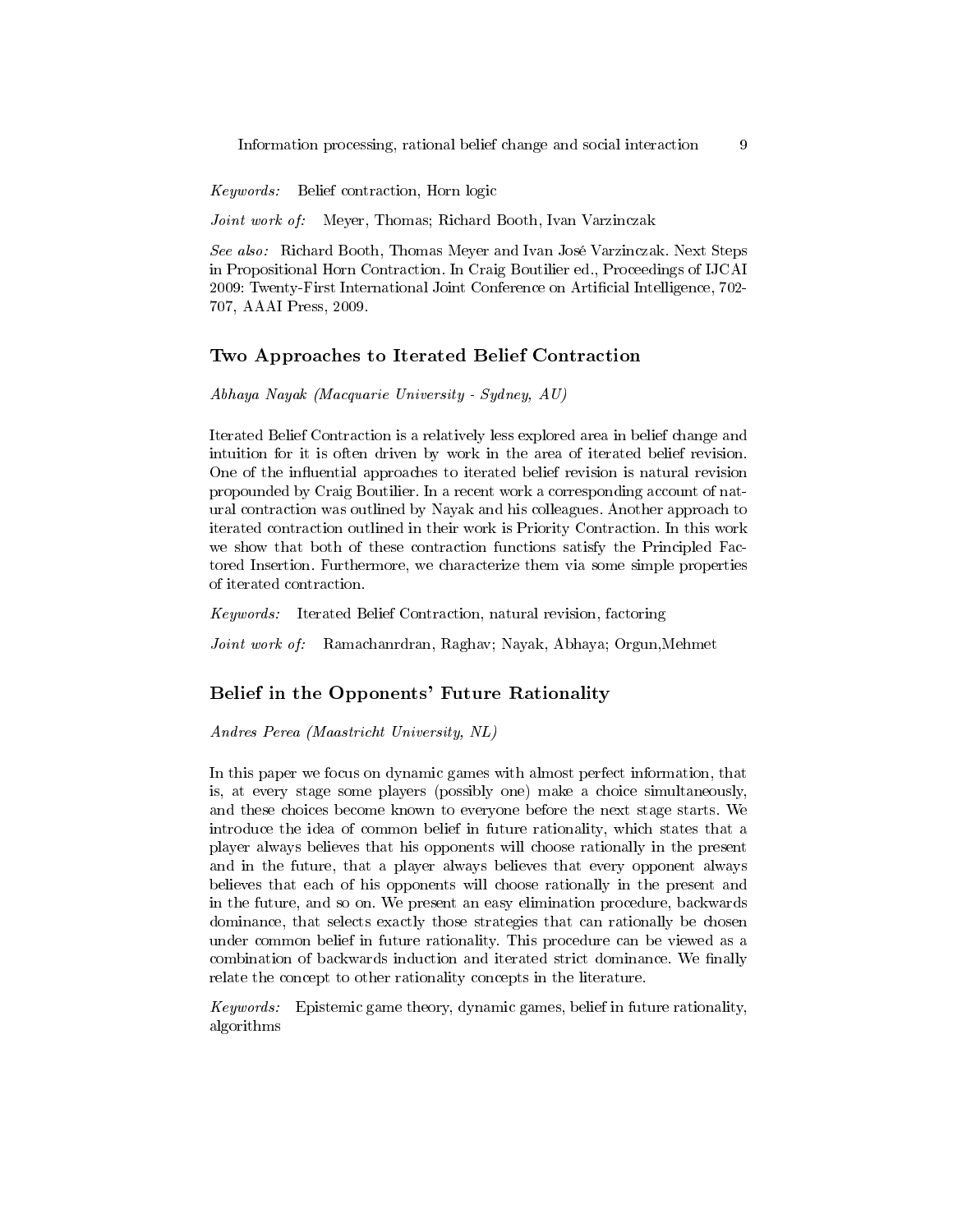*Keywords:* Belief contraction, Horn logic

*Joint work of:* Meyer, Thomas; Richard Booth, Ivan Varzinczak

*See also:* Richard Booth, Thomas Meyer and Ivan José Varzinczak. Next Steps in Propositional Horn Contraction. In Craig Boutilier ed., Proceedings of IJCAI 2009: Twenty-First International Joint Conference on Artificial Intelligence, 702-707, AAAI Press, 2009.

## Two Approaches to Iterated Belief Contraction

*Abhaya Nayak (Macquarie University - Sydney, AU)*

Iterated Belief Contraction is a relatively less explored area in belief change and intuition for it is often driven by work in the area of iterated belief revision. One of the influential approaches to iterated belief revision is natural revision propounded by Craig Boutilier. In a recent work a corresponding account of natural contraction was outlined by Nayak and his colleagues. Another approach to iterated contraction outlined in their work is Priority Contraction. In this work we show that both of these contraction functions satisfy the Principled Factored Insertion. Furthermore, we characterize them via some simple properties of iterated contraction.

*Keywords:* Iterated Belief Contraction, natural revision, factoring

*Joint work of:* Ramachanrdran, Raghav; Nayak, Abhaya; Orgun,Mehmet

## Belief in the Opponents' Future Rationality

*Andres Perea (Maastricht University, NL)*

In this paper we focus on dynamic games with almost perfect information, that is, at every stage some players (possibly one) make a choice simultaneously, and these choices become known to everyone before the next stage starts. We introduce the idea of common belief in future rationality, which states that a player always believes that his opponents will choose rationally in the present and in the future, that a player always believes that every opponent always believes that each of his opponents will choose rationally in the present and in the future, and so on. We present an easy elimination procedure, backwards dominance, that selects exactly those strategies that can rationally be chosen under common belief in future rationality. This procedure can be viewed as a combination of backwards induction and iterated strict dominance. We finally relate the concept to other rationality concepts in the literature.

*Keywords:* Epistemic game theory, dynamic games, belief in future rationality, algorithms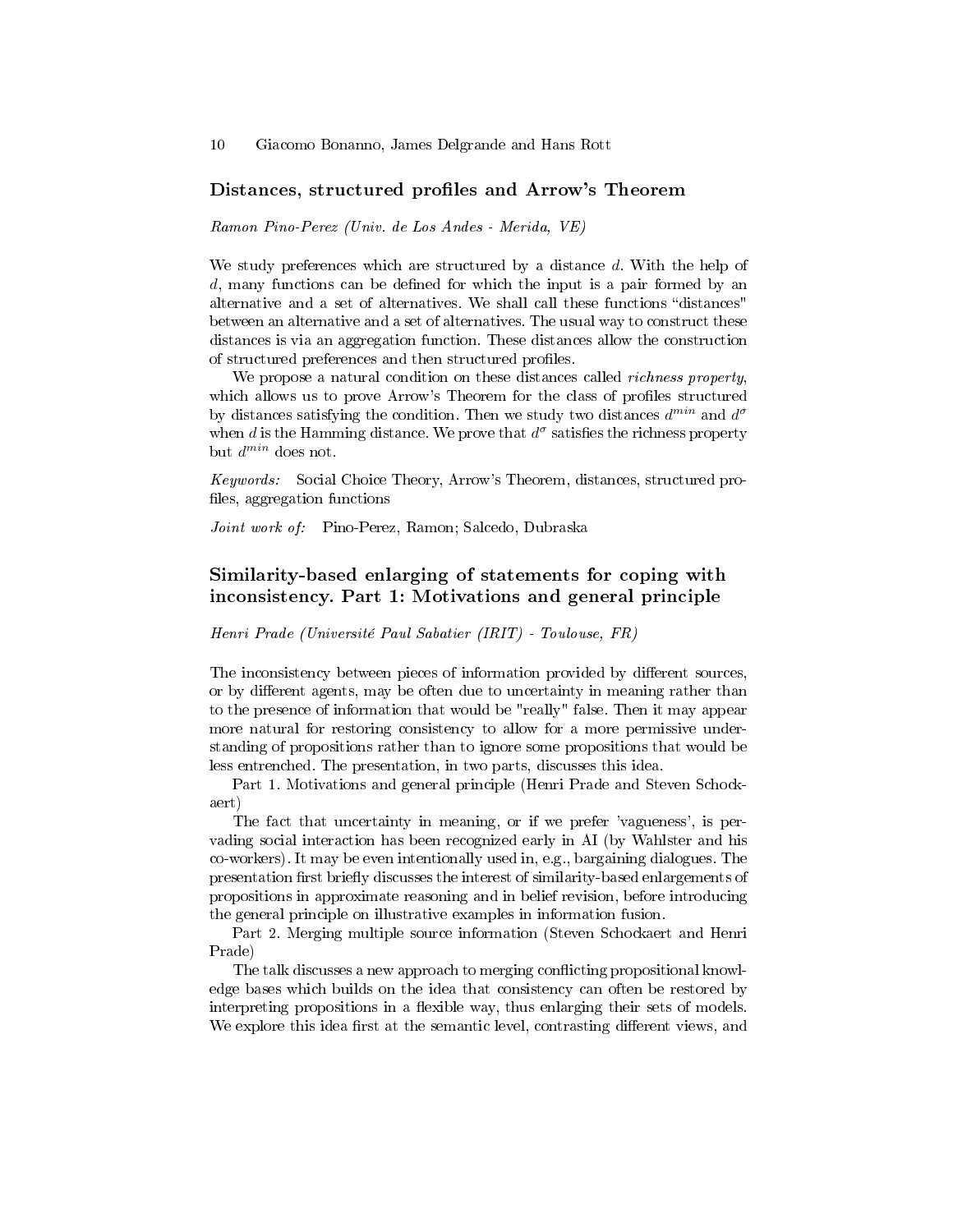## Distances, structured profiles and Arrow's Theorem

*Ramon Pino-Perez (Univ. de Los Andes - Merida, VE)*

We study preferences which are structured by a distance $d$. With the help of $d$, many functions can be defined for which the input is a pair formed by an alternative and a set of alternatives. We shall call these functions "distances" between an alternative and a set of alternatives. The usual way to construct these distances is via an aggregation function. These distances allow the construction of structured preferences and then structured profiles.

We propose a natural condition on these distances called *richness property*, which allows us to prove Arrow's Theorem for the class of profiles structured by distances satisfying the condition. Then we study two distances $d^{min}$ and $d^{\sigma}$ when $d$ is the Hamming distance. We prove that $d^{\sigma}$ satisfies the richness property but $d^{min}$ does not.

*Keywords:* Social Choice Theory, Arrow's Theorem, distances, structured profiles, aggregation functions

*Joint work of:* Pino-Perez, Ramon; Salcedo, Dubraska

## Similarity-based enlarging of statements for coping with inconsistency. Part 1: Motivations and general principle

*Henri Prade (Université Paul Sabatier (IRIT) - Toulouse, FR)*

The inconsistency between pieces of information provided by different sources, or by different agents, may be often due to uncertainty in meaning rather than to the presence of information that would be "really" false. Then it may appear more natural for restoring consistency to allow for a more permissive understanding of propositions rather than to ignore some propositions that would be less entrenched. The presentation, in two parts, discusses this idea.

Part 1. Motivations and general principle (Henri Prade and Steven Schockaert)

The fact that uncertainty in meaning, or if we prefer 'vagueness', is pervading social interaction has been recognized early in AI (by Wahlster and his co-workers). It may be even intentionally used in, e.g., bargaining dialogues. The presentation first briefly discusses the interest of similarity-based enlargements of propositions in approximate reasoning and in belief revision, before introducing the general principle on illustrative examples in information fusion.

Part 2. Merging multiple source information (Steven Schockaert and Henri Prade)

The talk discusses a new approach to merging conflicting propositional knowledge bases which builds on the idea that consistency can often be restored by interpreting propositions in a flexible way, thus enlarging their sets of models. We explore this idea first at the semantic level, contrasting different views, and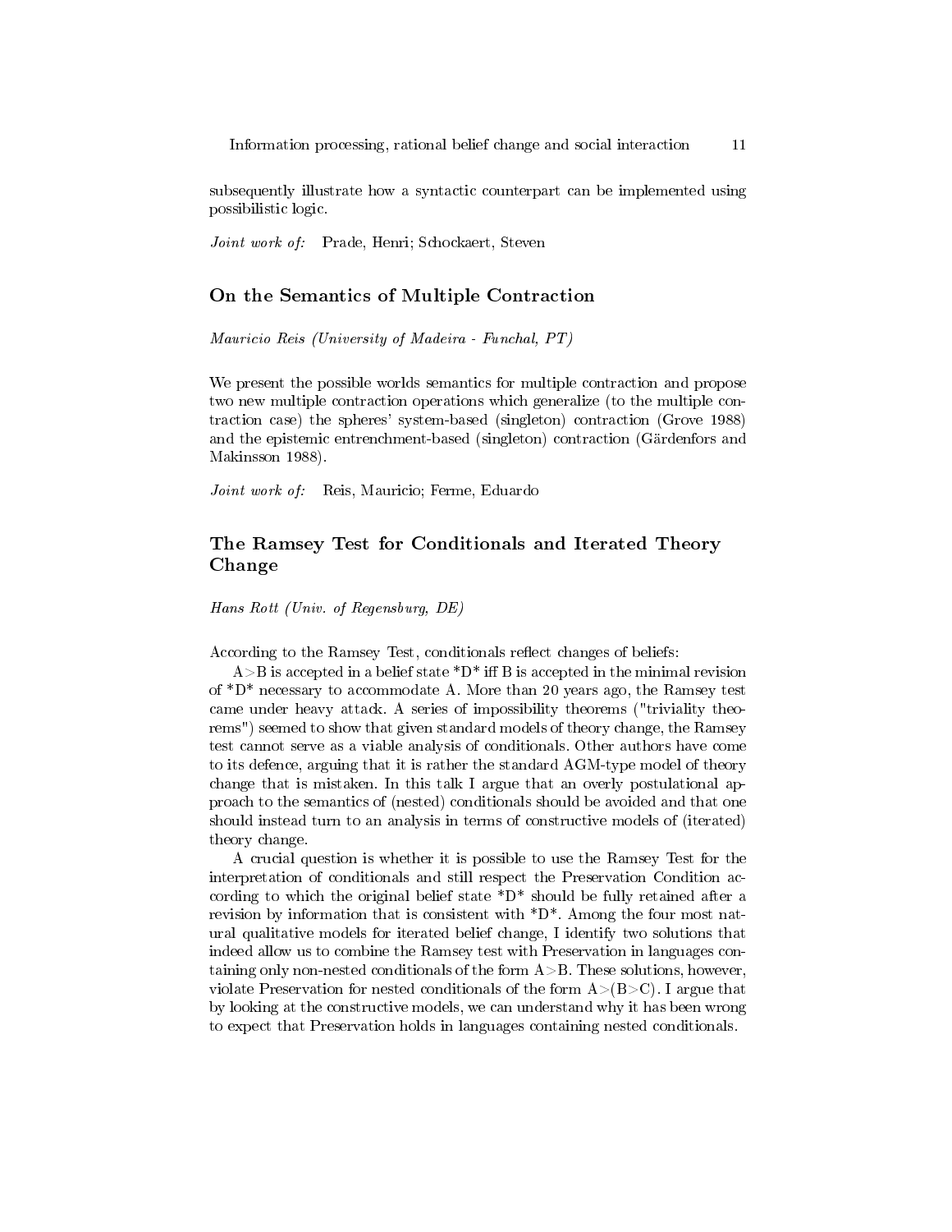subsequently illustrate how a syntactic counterpart can be implemented using possibilistic logic.

*Joint work of:* Prade, Henri; Schockaert, Steven

## On the Semantics of Multiple Contraction

*Mauricio Reis (University of Madeira - Funchal, PT)*

We present the possible worlds semantics for multiple contraction and propose two new multiple contraction operations which generalize (to the multiple contraction case) the spheres' system-based (singleton) contraction (Grove 1988) and the epistemic entrenchment-based (singleton) contraction (Gärdenfors and Makinsson 1988).

*Joint work of:* Reis, Mauricio; Ferme, Eduardo

## The Ramsey Test for Conditionals and Iterated Theory Change

*Hans Rott (Univ. of Regensburg, DE)*

According to the Ramsey Test, conditionals reflect changes of beliefs:

A>B is accepted in a belief state *D* iff B is accepted in the minimal revision of *D* necessary to accommodate A. More than 20 years ago, the Ramsey test came under heavy attack. A series of impossibility theorems ("triviality theorems") seemed to show that given standard models of theory change, the Ramsey test cannot serve as a viable analysis of conditionals. Other authors have come to its defence, arguing that it is rather the standard AGM-type model of theory change that is mistaken. In this talk I argue that an overly postulational approach to the semantics of (nested) conditionals should be avoided and that one should instead turn to an analysis in terms of constructive models of (iterated) theory change.

A crucial question is whether it is possible to use the Ramsey Test for the interpretation of conditionals and still respect the Preservation Condition according to which the original belief state *D* should be fully retained after a revision by information that is consistent with *D*. Among the four most natural qualitative models for iterated belief change, I identify two solutions that indeed allow us to combine the Ramsey test with Preservation in languages containing only non-nested conditionals of the form A>B. These solutions, however, violate Preservation for nested conditionals of the form A>(B>C). I argue that by looking at the constructive models, we can understand why it has been wrong to expect that Preservation holds in languages containing nested conditionals.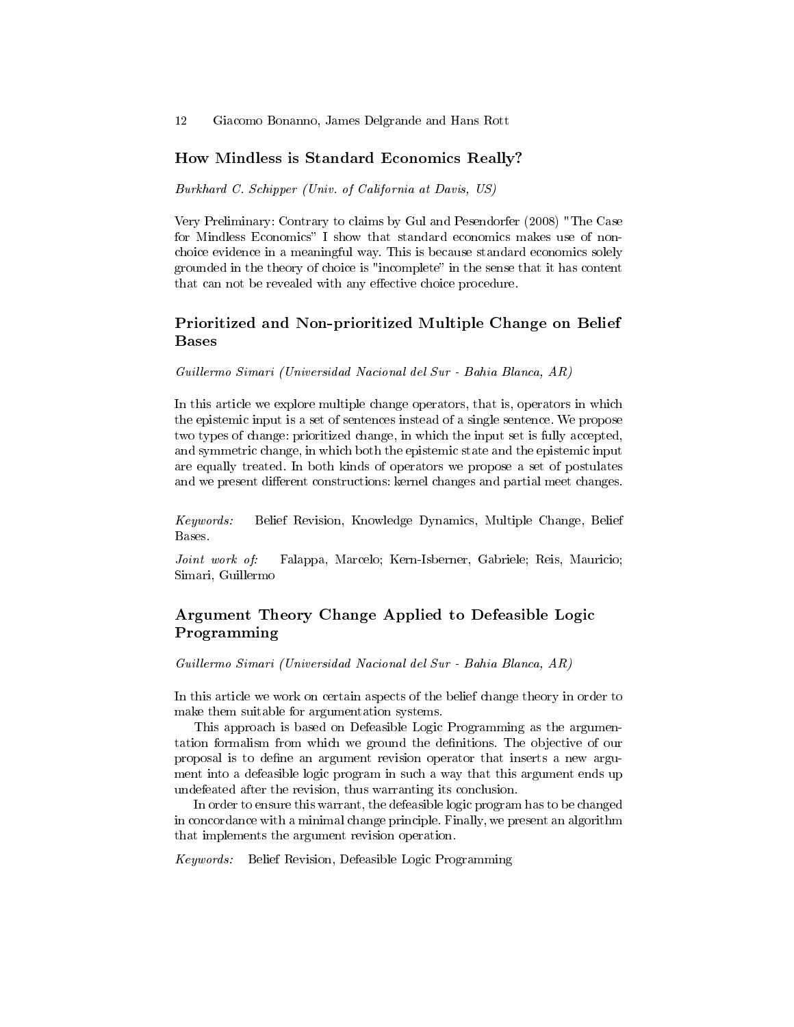## How Mindless is Standard Economics Really?

*Burkhard C. Schipper (Univ. of California at Davis, US)*

Very Preliminary: Contrary to claims by Gul and Pesendorfer (2008) "The Case for Mindless Economics" I show that standard economics makes use of non-choice evidence in a meaningful way. This is because standard economics solely grounded in the theory of choice is "incomplete" in the sense that it has content that can not be revealed with any effective choice procedure.

## Prioritized and Non-prioritized Multiple Change on Belief Bases

*Guillermo Simari (Universidad Nacional del Sur - Bahia Blanca, AR)*

In this article we explore multiple change operators, that is, operators in which the epistemic input is a set of sentences instead of a single sentence. We propose two types of change: prioritized change, in which the input set is fully accepted, and symmetric change, in which both the epistemic state and the epistemic input are equally treated. In both kinds of operators we propose a set of postulates and we present different constructions: kernel changes and partial meet changes.

*Keywords:* Belief Revision, Knowledge Dynamics, Multiple Change, Belief Bases.

*Joint work of:* Falappa, Marcelo; Kern-Isberner, Gabriele; Reis, Mauricio; Simari, Guillermo

## Argument Theory Change Applied to Defeasible Logic Programming

*Guillermo Simari (Universidad Nacional del Sur - Bahia Blanca, AR)*

In this article we work on certain aspects of the belief change theory in order to make them suitable for argumentation systems.

This approach is based on Defeasible Logic Programming as the argumentation formalism from which we ground the definitions. The objective of our proposal is to define an argument revision operator that inserts a new argument into a defeasible logic program in such a way that this argument ends up undefeated after the revision, thus warranting its conclusion.

In order to ensure this warrant, the defeasible logic program has to be changed in concordance with a minimal change principle. Finally, we present an algorithm that implements the argument revision operation.

*Keywords:* Belief Revision, Defeasible Logic Programming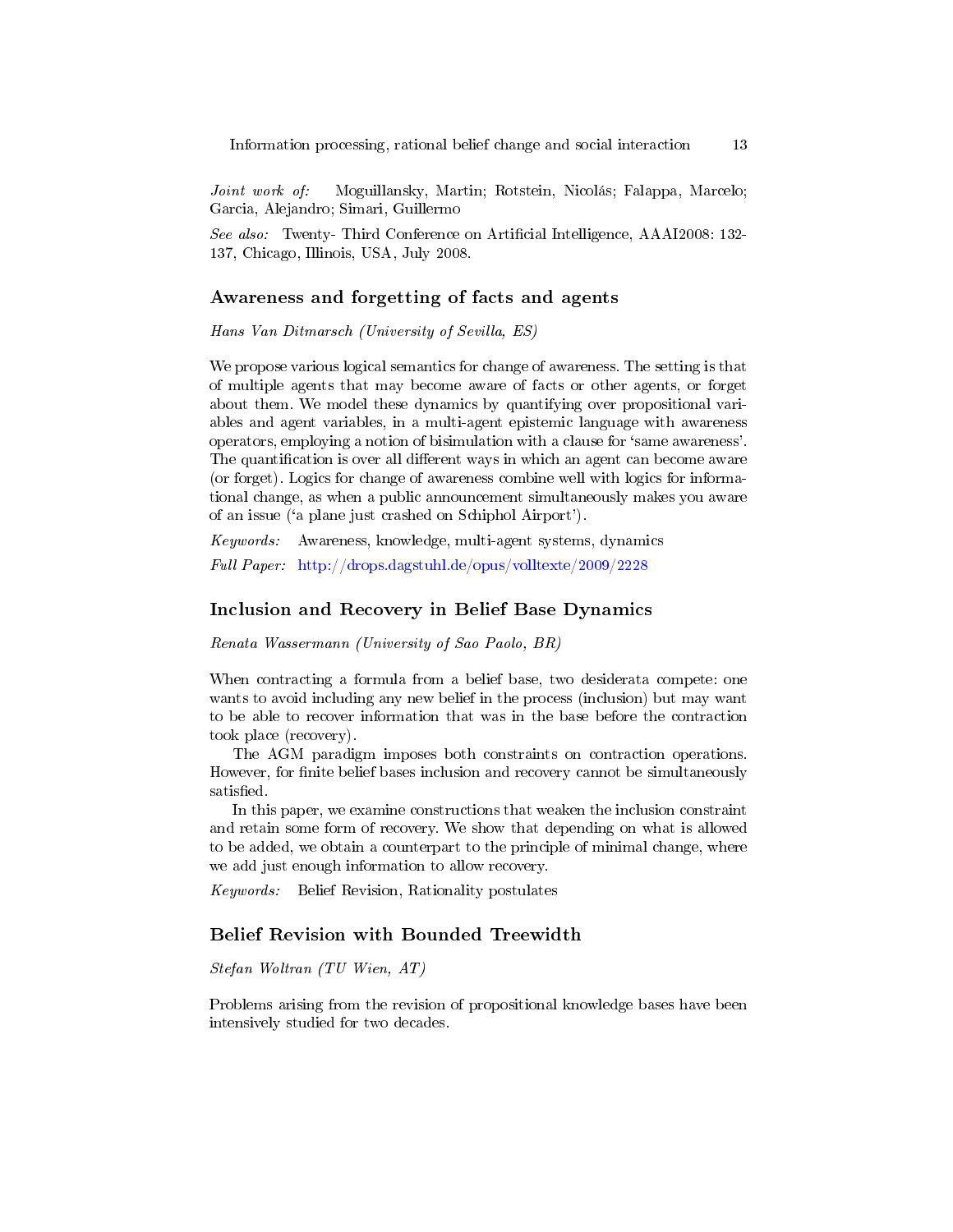*Joint work of:* Moguillansky, Martin; Rotstein, Nicolás; Falappa, Marcelo; Garcia, Alejandro; Simari, Guillermo

*See also:* Twenty- Third Conference on Artificial Intelligence, AAAI2008: 132-137, Chicago, Illinois, USA, July 2008.

## Awareness and forgetting of facts and agents

*Hans Van Ditmarsch (University of Sevilla, ES)*

We propose various logical semantics for change of awareness. The setting is that of multiple agents that may become aware of facts or other agents, or forget about them. We model these dynamics by quantifying over propositional variables and agent variables, in a multi-agent epistemic language with awareness operators, employing a notion of bisimulation with a clause for 'same awareness'. The quantification is over all different ways in which an agent can become aware (or forget). Logics for change of awareness combine well with logics for informational change, as when a public announcement simultaneously makes you aware of an issue ('a plane just crashed on Schiphol Airport').

*Keywords:* Awareness, knowledge, multi-agent systems, dynamics

*Full Paper:* http://drops.dagstuhl.de/opus/volltexte/2009/2228

## Inclusion and Recovery in Belief Base Dynamics

*Renata Wassermann (University of Sao Paolo, BR)*

When contracting a formula from a belief base, two desiderata compete: one wants to avoid including any new belief in the process (inclusion) but may want to be able to recover information that was in the base before the contraction took place (recovery).

The AGM paradigm imposes both constraints on contraction operations. However, for finite belief bases inclusion and recovery cannot be simultaneously satisfied.

In this paper, we examine constructions that weaken the inclusion constraint and retain some form of recovery. We show that depending on what is allowed to be added, we obtain a counterpart to the principle of minimal change, where we add just enough information to allow recovery.

*Keywords:* Belief Revision, Rationality postulates

## Belief Revision with Bounded Treewidth

*Stefan Woltran (TU Wien, AT)*

Problems arising from the revision of propositional knowledge bases have been intensively studied for two decades.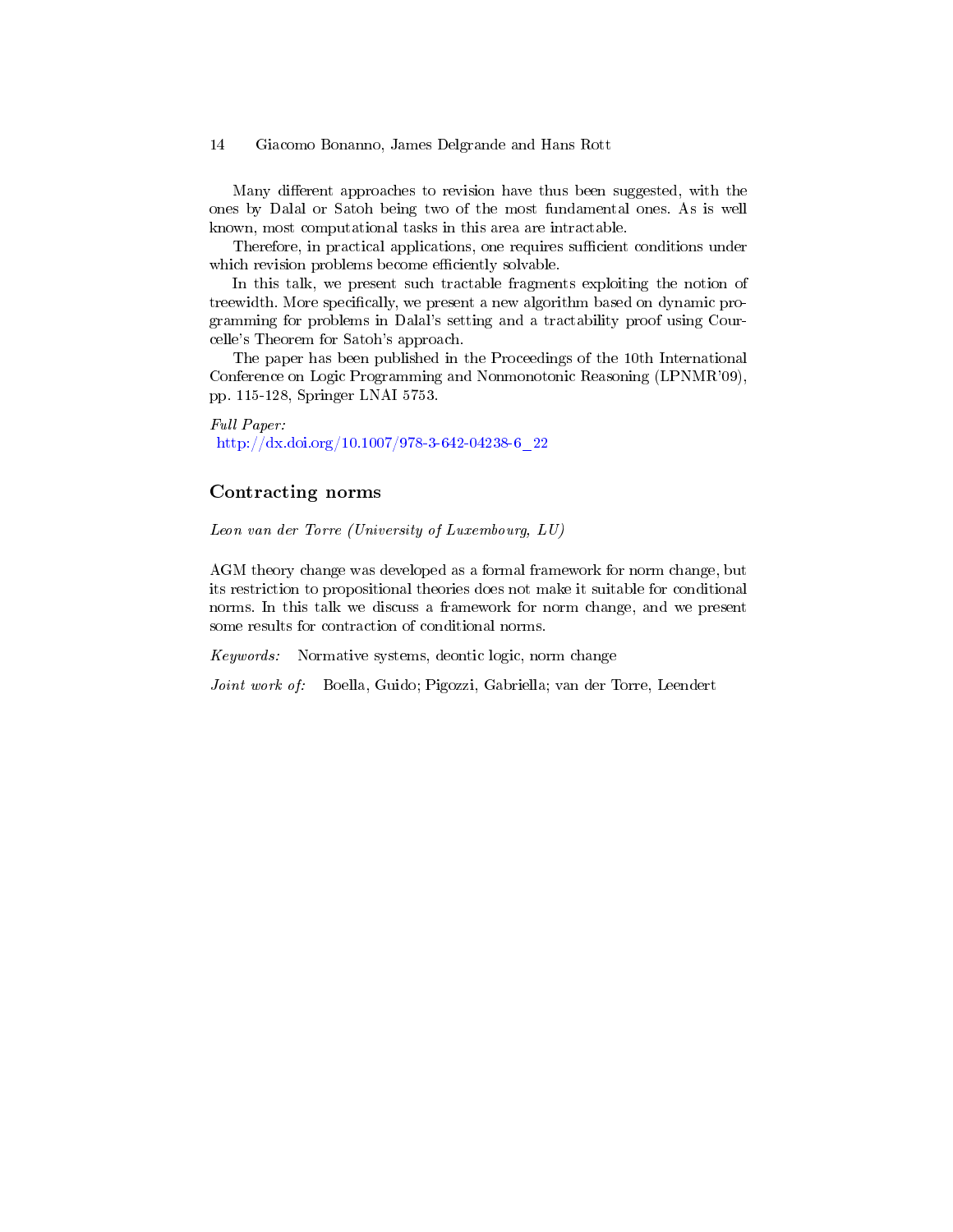Many different approaches to revision have thus been suggested, with the ones by Dalal or Satoh being two of the most fundamental ones. As is well known, most computational tasks in this area are intractable.

Therefore, in practical applications, one requires sufficient conditions under which revision problems become efficiently solvable.

In this talk, we present such tractable fragments exploiting the notion of treewidth. More specifically, we present a new algorithm based on dynamic programming for problems in Dalal's setting and a tractability proof using Courcelle's Theorem for Satoh's approach.

The paper has been published in the Proceedings of the 10th International Conference on Logic Programming and Nonmonotonic Reasoning (LPNMR'09), pp. 115-128, Springer LNAI 5753.

*Full Paper:*
http://dx.doi.org/10.1007/978-3-642-04238-6_22

## Contracting norms

*Leon van der Torre (University of Luxembourg, LU)*

AGM theory change was developed as a formal framework for norm change, but its restriction to propositional theories does not make it suitable for conditional norms. In this talk we discuss a framework for norm change, and we present some results for contraction of conditional norms.

*Keywords:* Normative systems, deontic logic, norm change

*Joint work of:* Boella, Guido; Pigozzi, Gabriella; van der Torre, Leendert